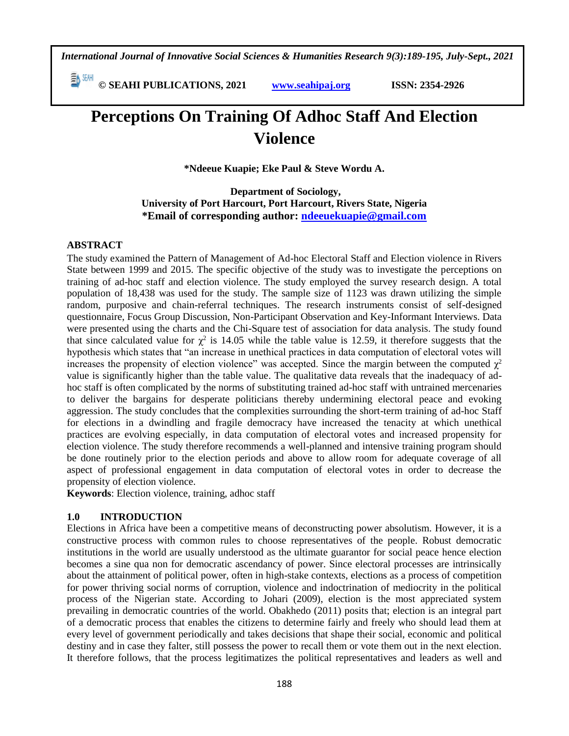# Perceptions On Training Of Adhoc Staff And Election Violence

**\*Ndeeue Kuapie; Eke Paul & Steve Wordu A.**

**Department of Sociology,**
**University of Port Harcourt, Port Harcourt, Rivers State, Nigeria**
**\*Email of corresponding author: ndeeuekuapie@gmail.com**

## ABSTRACT

The study examined the Pattern of Management of Ad-hoc Electoral Staff and Election violence in Rivers State between 1999 and 2015. The specific objective of the study was to investigate the perceptions on training of ad-hoc staff and election violence. The study employed the survey research design. A total population of 18,438 was used for the study. The sample size of 1123 was drawn utilizing the simple random, purposive and chain-referral techniques. The research instruments consist of self-designed questionnaire, Focus Group Discussion, Non-Participant Observation and Key-Informant Interviews. Data were presented using the charts and the Chi-Square test of association for data analysis. The study found that since calculated value for $\chi^2$ is 14.05 while the table value is 12.59, it therefore suggests that the hypothesis which states that "an increase in unethical practices in data computation of electoral votes will increases the propensity of election violence" was accepted. Since the margin between the computed $\chi^2$ value is significantly higher than the table value. The qualitative data reveals that the inadequacy of ad-hoc staff is often complicated by the norms of substituting trained ad-hoc staff with untrained mercenaries to deliver the bargains for desperate politicians thereby undermining electoral peace and evoking aggression. The study concludes that the complexities surrounding the short-term training of ad-hoc Staff for elections in a dwindling and fragile democracy have increased the tenacity at which unethical practices are evolving especially, in data computation of electoral votes and increased propensity for election violence. The study therefore recommends a well-planned and intensive training program should be done routinely prior to the election periods and above to allow room for adequate coverage of all aspect of professional engagement in data computation of electoral votes in order to decrease the propensity of election violence.

**Keywords**: Election violence, training, adhoc staff

## 1.0 INTRODUCTION

Elections in Africa have been a competitive means of deconstructing power absolutism. However, it is a constructive process with common rules to choose representatives of the people. Robust democratic institutions in the world are usually understood as the ultimate guarantor for social peace hence election becomes a sine qua non for democratic ascendancy of power. Since electoral processes are intrinsically about the attainment of political power, often in high-stake contexts, elections as a process of competition for power thriving social norms of corruption, violence and indoctrination of mediocrity in the political process of the Nigerian state. According to Johari (2009), election is the most appreciated system prevailing in democratic countries of the world. Obakhedo (2011) posits that; election is an integral part of a democratic process that enables the citizens to determine fairly and freely who should lead them at every level of government periodically and takes decisions that shape their social, economic and political destiny and in case they falter, still possess the power to recall them or vote them out in the next election. It therefore follows, that the process legitimatizes the political representatives and leaders as well and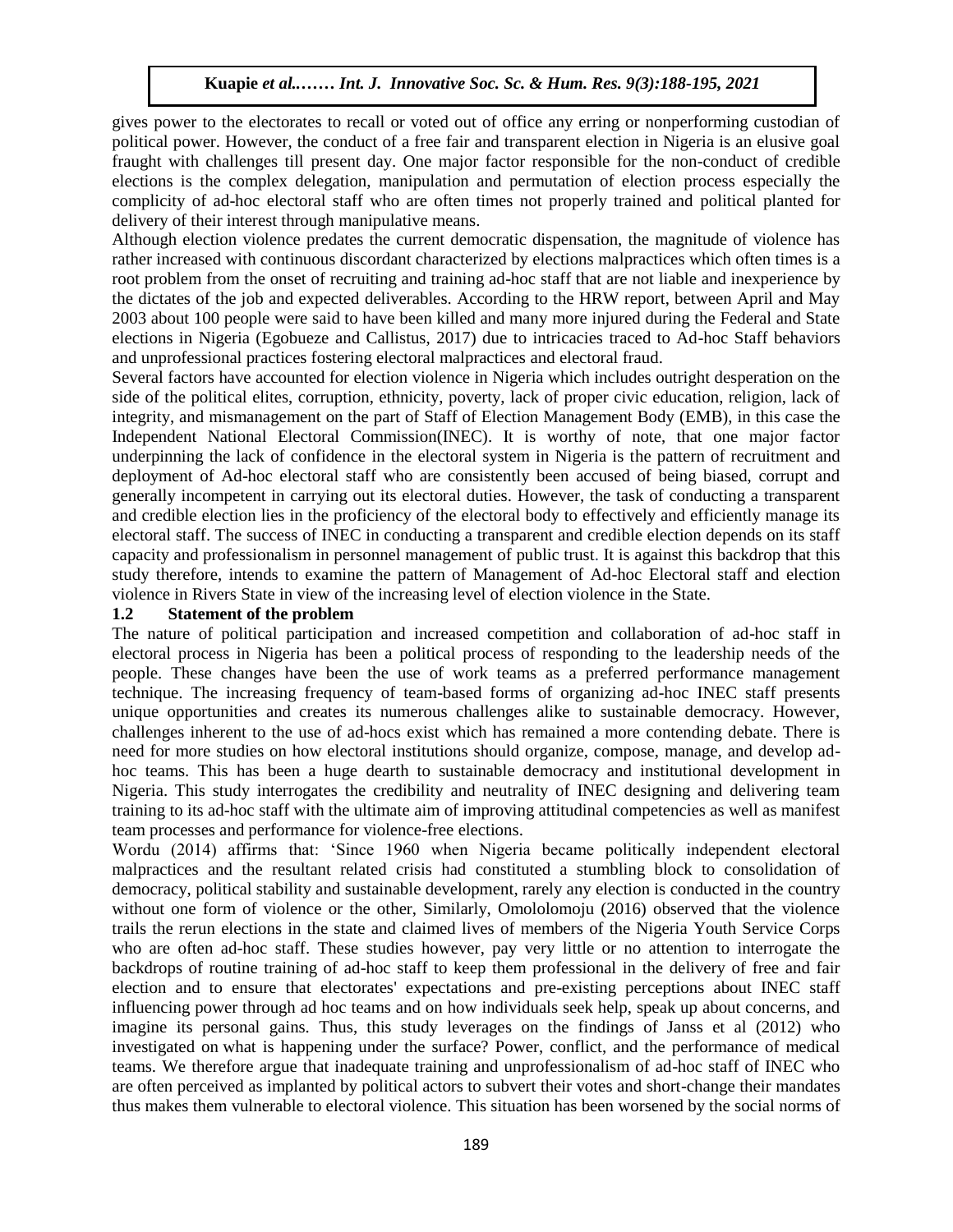gives power to the electorates to recall or voted out of office any erring or nonperforming custodian of political power. However, the conduct of a free fair and transparent election in Nigeria is an elusive goal fraught with challenges till present day. One major factor responsible for the non-conduct of credible elections is the complex delegation, manipulation and permutation of election process especially the complicity of ad-hoc electoral staff who are often times not properly trained and political planted for delivery of their interest through manipulative means.

Although election violence predates the current democratic dispensation, the magnitude of violence has rather increased with continuous discordant characterized by elections malpractices which often times is a root problem from the onset of recruiting and training ad-hoc staff that are not liable and inexperience by the dictates of the job and expected deliverables. According to the HRW report, between April and May 2003 about 100 people were said to have been killed and many more injured during the Federal and State elections in Nigeria (Egobueze and Callistus, 2017) due to intricacies traced to Ad-hoc Staff behaviors and unprofessional practices fostering electoral malpractices and electoral fraud.

Several factors have accounted for election violence in Nigeria which includes outright desperation on the side of the political elites, corruption, ethnicity, poverty, lack of proper civic education, religion, lack of integrity, and mismanagement on the part of Staff of Election Management Body (EMB), in this case the Independent National Electoral Commission(INEC). It is worthy of note, that one major factor underpinning the lack of confidence in the electoral system in Nigeria is the pattern of recruitment and deployment of Ad-hoc electoral staff who are consistently been accused of being biased, corrupt and generally incompetent in carrying out its electoral duties. However, the task of conducting a transparent and credible election lies in the proficiency of the electoral body to effectively and efficiently manage its electoral staff. The success of INEC in conducting a transparent and credible election depends on its staff capacity and professionalism in personnel management of public trust. It is against this backdrop that this study therefore, intends to examine the pattern of Management of Ad-hoc Electoral staff and election violence in Rivers State in view of the increasing level of election violence in the State.

### 1.2 Statement of the problem

The nature of political participation and increased competition and collaboration of ad-hoc staff in electoral process in Nigeria has been a political process of responding to the leadership needs of the people. These changes have been the use of work teams as a preferred performance management technique. The increasing frequency of team-based forms of organizing ad-hoc INEC staff presents unique opportunities and creates its numerous challenges alike to sustainable democracy. However, challenges inherent to the use of ad-hocs exist which has remained a more contending debate. There is need for more studies on how electoral institutions should organize, compose, manage, and develop ad-hoc teams. This has been a huge dearth to sustainable democracy and institutional development in Nigeria. This study interrogates the credibility and neutrality of INEC designing and delivering team training to its ad-hoc staff with the ultimate aim of improving attitudinal competencies as well as manifest team processes and performance for violence-free elections.

Wordu (2014) affirms that: 'Since 1960 when Nigeria became politically independent electoral malpractices and the resultant related crisis had constituted a stumbling block to consolidation of democracy, political stability and sustainable development, rarely any election is conducted in the country without one form of violence or the other, Similarly, Omololomoju (2016) observed that the violence trails the rerun elections in the state and claimed lives of members of the Nigeria Youth Service Corps who are often ad-hoc staff. These studies however, pay very little or no attention to interrogate the backdrops of routine training of ad-hoc staff to keep them professional in the delivery of free and fair election and to ensure that electorates' expectations and pre-existing perceptions about INEC staff influencing power through ad hoc teams and on how individuals seek help, speak up about concerns, and imagine its personal gains. Thus, this study leverages on the findings of Janss et al (2012) who investigated on what is happening under the surface? Power, conflict, and the performance of medical teams. We therefore argue that inadequate training and unprofessionalism of ad-hoc staff of INEC who are often perceived as implanted by political actors to subvert their votes and short-change their mandates thus makes them vulnerable to electoral violence. This situation has been worsened by the social norms of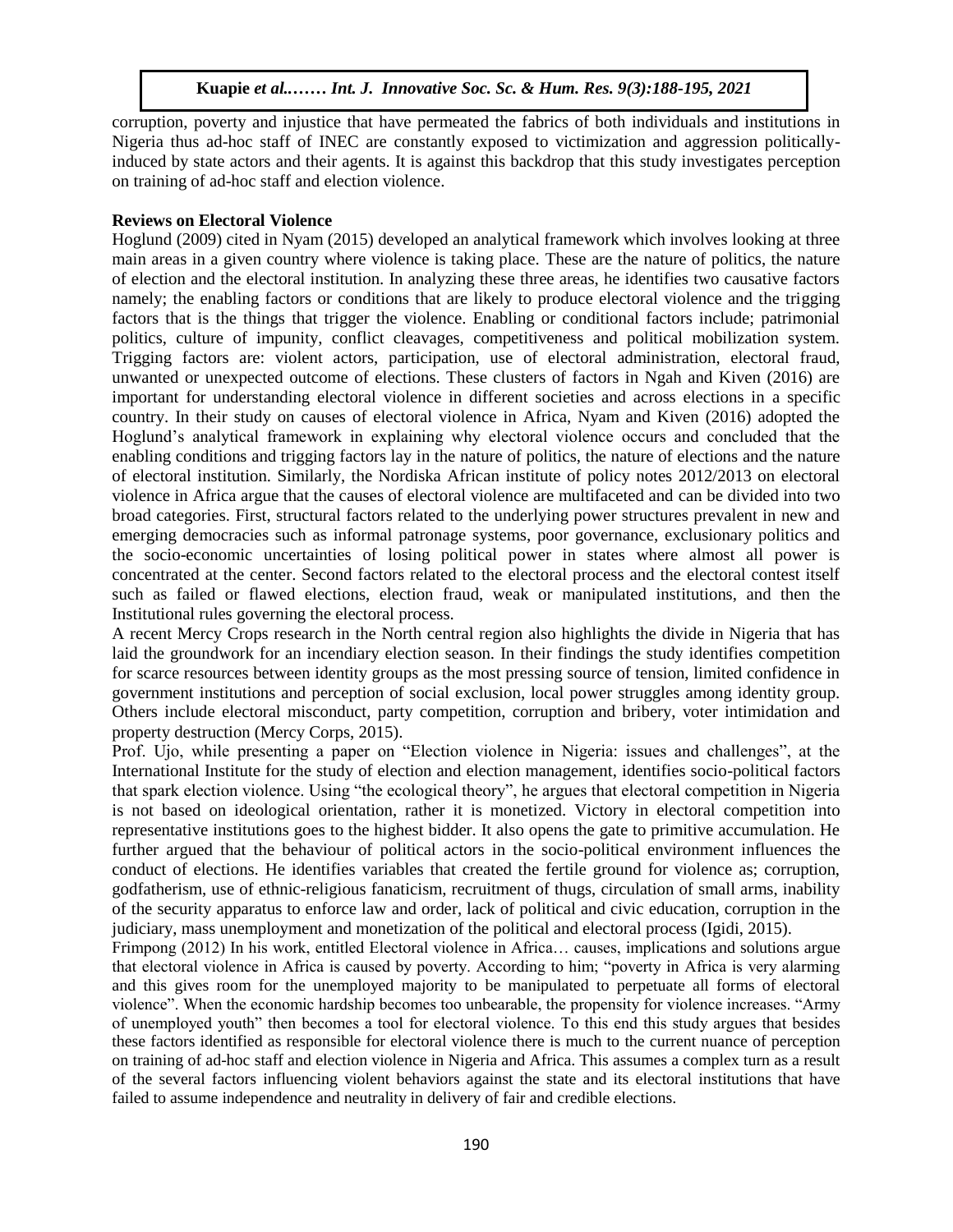corruption, poverty and injustice that have permeated the fabrics of both individuals and institutions in Nigeria thus ad-hoc staff of INEC are constantly exposed to victimization and aggression politically-induced by state actors and their agents. It is against this backdrop that this study investigates perception on training of ad-hoc staff and election violence.

## Reviews on Electoral Violence

Hoglund (2009) cited in Nyam (2015) developed an analytical framework which involves looking at three main areas in a given country where violence is taking place. These are the nature of politics, the nature of election and the electoral institution. In analyzing these three areas, he identifies two causative factors namely; the enabling factors or conditions that are likely to produce electoral violence and the trigging factors that is the things that trigger the violence. Enabling or conditional factors include; patrimonial politics, culture of impunity, conflict cleavages, competitiveness and political mobilization system. Trigging factors are: violent actors, participation, use of electoral administration, electoral fraud, unwanted or unexpected outcome of elections. These clusters of factors in Ngah and Kiven (2016) are important for understanding electoral violence in different societies and across elections in a specific country. In their study on causes of electoral violence in Africa, Nyam and Kiven (2016) adopted the Hoglund's analytical framework in explaining why electoral violence occurs and concluded that the enabling conditions and trigging factors lay in the nature of politics, the nature of elections and the nature of electoral institution. Similarly, the Nordiska African institute of policy notes 2012/2013 on electoral violence in Africa argue that the causes of electoral violence are multifaceted and can be divided into two broad categories. First, structural factors related to the underlying power structures prevalent in new and emerging democracies such as informal patronage systems, poor governance, exclusionary politics and the socio-economic uncertainties of losing political power in states where almost all power is concentrated at the center. Second factors related to the electoral process and the electoral contest itself such as failed or flawed elections, election fraud, weak or manipulated institutions, and then the Institutional rules governing the electoral process.

A recent Mercy Crops research in the North central region also highlights the divide in Nigeria that has laid the groundwork for an incendiary election season. In their findings the study identifies competition for scarce resources between identity groups as the most pressing source of tension, limited confidence in government institutions and perception of social exclusion, local power struggles among identity group. Others include electoral misconduct, party competition, corruption and bribery, voter intimidation and property destruction (Mercy Corps, 2015).

Prof. Ujo, while presenting a paper on "Election violence in Nigeria: issues and challenges", at the International Institute for the study of election and election management, identifies socio-political factors that spark election violence. Using "the ecological theory", he argues that electoral competition in Nigeria is not based on ideological orientation, rather it is monetized. Victory in electoral competition into representative institutions goes to the highest bidder. It also opens the gate to primitive accumulation. He further argued that the behaviour of political actors in the socio-political environment influences the conduct of elections. He identifies variables that created the fertile ground for violence as; corruption, godfatherism, use of ethnic-religious fanaticism, recruitment of thugs, circulation of small arms, inability of the security apparatus to enforce law and order, lack of political and civic education, corruption in the judiciary, mass unemployment and monetization of the political and electoral process (Igidi, 2015).

Frimpong (2012) In his work, entitled Electoral violence in Africa… causes, implications and solutions argue that electoral violence in Africa is caused by poverty. According to him; "poverty in Africa is very alarming and this gives room for the unemployed majority to be manipulated to perpetuate all forms of electoral violence". When the economic hardship becomes too unbearable, the propensity for violence increases. "Army of unemployed youth" then becomes a tool for electoral violence. To this end this study argues that besides these factors identified as responsible for electoral violence there is much to the current nuance of perception on training of ad-hoc staff and election violence in Nigeria and Africa. This assumes a complex turn as a result of the several factors influencing violent behaviors against the state and its electoral institutions that have failed to assume independence and neutrality in delivery of fair and credible elections.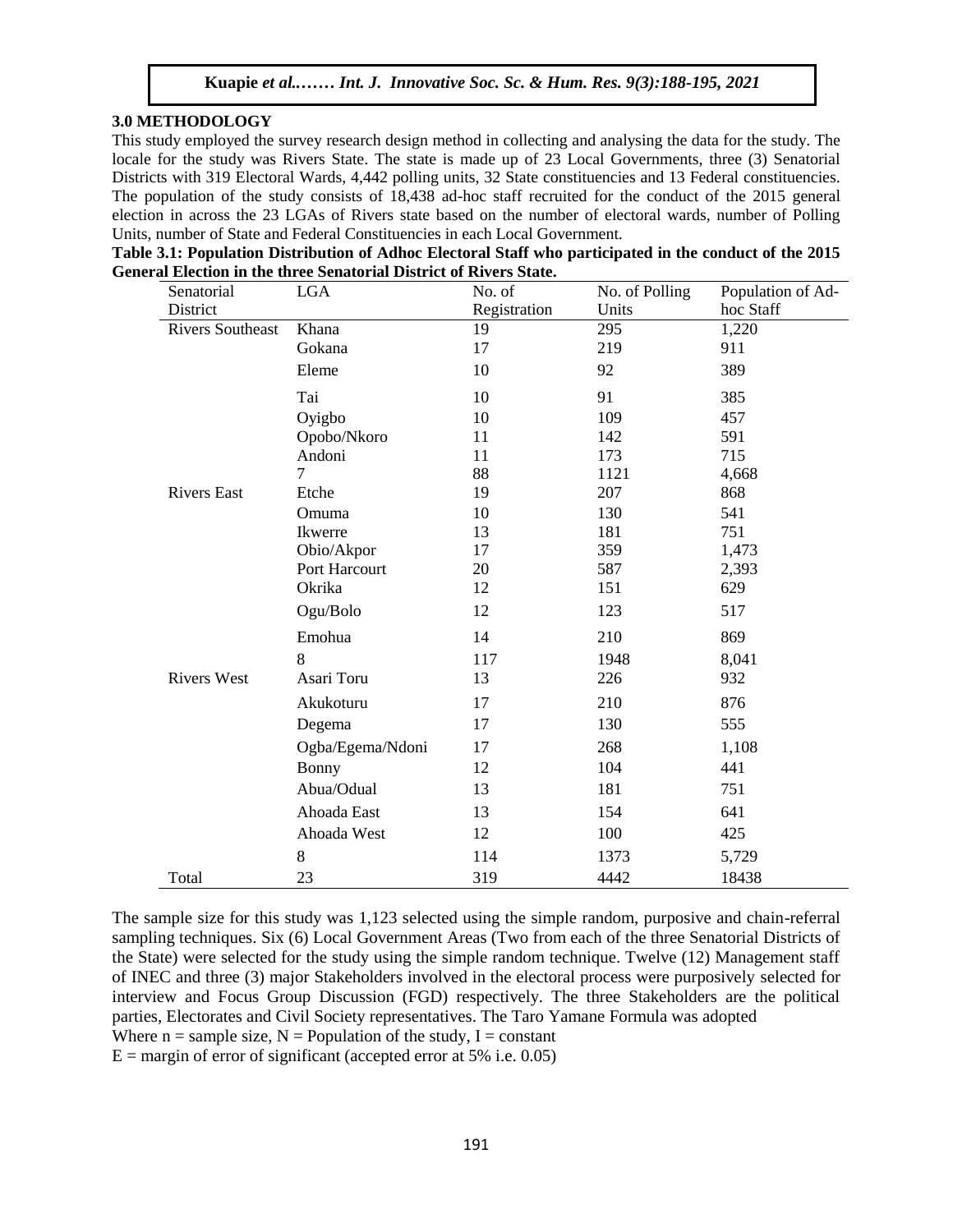## 3.0 METHODOLOGY

This study employed the survey research design method in collecting and analysing the data for the study. The locale for the study was Rivers State. The state is made up of 23 Local Governments, three (3) Senatorial Districts with 319 Electoral Wards, 4,442 polling units, 32 State constituencies and 13 Federal constituencies. The population of the study consists of 18,438 ad-hoc staff recruited for the conduct of the 2015 general election in across the 23 LGAs of Rivers state based on the number of electoral wards, number of Polling Units, number of State and Federal Constituencies in each Local Government.

**Table 3.1: Population Distribution of Adhoc Electoral Staff who participated in the conduct of the 2015 General Election in the three Senatorial District of Rivers State.**

| Senatorial District | LGA | No. of Registration | No. of Polling Units | Population of Ad-hoc Staff |
|---|---|---|---|---|
| Rivers Southeast | Khana | 19 | 295 | 1,220 |
| | Gokana | 17 | 219 | 911 |
| | Eleme | 10 | 92 | 389 |
| | Tai | 10 | 91 | 385 |
| | Oyigbo | 10 | 109 | 457 |
| | Opobo/Nkoro | 11 | 142 | 591 |
| | Andoni | 11 | 173 | 715 |
| | 7 | 88 | 1121 | 4,668 |
| Rivers East | Etche | 19 | 207 | 868 |
| | Omuma | 10 | 130 | 541 |
| | Ikwerre | 13 | 181 | 751 |
| | Obio/Akpor | 17 | 359 | 1,473 |
| | Port Harcourt | 20 | 587 | 2,393 |
| | Okrika | 12 | 151 | 629 |
| | Ogu/Bolo | 12 | 123 | 517 |
| | Emohua | 14 | 210 | 869 |
| | 8 | 117 | 1948 | 8,041 |
| Rivers West | Asari Toru | 13 | 226 | 932 |
| | Akukoturu | 17 | 210 | 876 |
| | Degema | 17 | 130 | 555 |
| | Ogba/Egema/Ndoni | 17 | 268 | 1,108 |
| | Bonny | 12 | 104 | 441 |
| | Abua/Odual | 13 | 181 | 751 |
| | Ahoada East | 13 | 154 | 641 |
| | Ahoada West | 12 | 100 | 425 |
| | 8 | 114 | 1373 | 5,729 |
| Total | 23 | 319 | 4442 | 18438 |

The sample size for this study was 1,123 selected using the simple random, purposive and chain-referral sampling techniques. Six (6) Local Government Areas (Two from each of the three Senatorial Districts of the State) were selected for the study using the simple random technique. Twelve (12) Management staff of INEC and three (3) major Stakeholders involved in the electoral process were purposively selected for interview and Focus Group Discussion (FGD) respectively. The three Stakeholders are the political parties, Electorates and Civil Society representatives. The Taro Yamane Formula was adopted

Where n = sample size, N = Population of the study, I = constant

E = margin of error of significant (accepted error at 5% i.e. 0.05)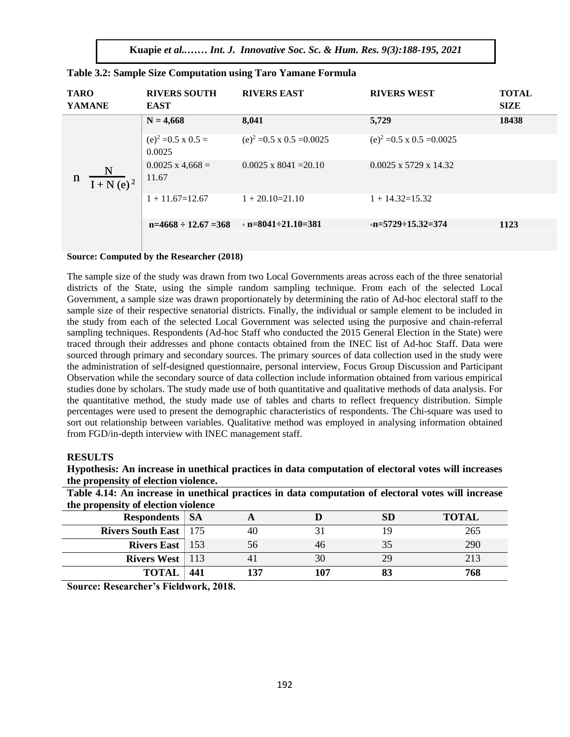**Table 3.2: Sample Size Computation using Taro Yamane Formula**

| TARO YAMANE | RIVERS SOUTH EAST | RIVERS EAST | RIVERS WEST | TOTAL SIZE |
|---|---|---|---|---|
| $n = \frac{N}{I + N(e)^2}$ | **N = 4,668** | **8,041** | **5,729** | **18438** |
| | $(e)^2 = 0.5 \times 0.5 = 0.0025$ | $(e)^2 = 0.5 \times 0.5 = 0.0025$ | $(e)^2 = 0.5 \times 0.5 = 0.0025$ | |
| | 0.0025 x 4,668 = 11.67 | 0.0025 x 8041 =20.10 | 0.0025 x 5729 x 14.32 | |
| | 1 + 11.67=12.67 | 1 + 20.10=21.10 | 1 + 14.32=15.32 | |
| | **n=4668 ÷ 12.67 =368** | **n=8041÷21.10=381** | **n=5729÷15.32=374** | **1123** |

**Source: Computed by the Researcher (2018)**

The sample size of the study was drawn from two Local Governments areas across each of the three senatorial districts of the State, using the simple random sampling technique. From each of the selected Local Government, a sample size was drawn proportionately by determining the ratio of Ad-hoc electoral staff to the sample size of their respective senatorial districts. Finally, the individual or sample element to be included in the study from each of the selected Local Government was selected using the purposive and chain-referral sampling techniques. Respondents (Ad-hoc Staff who conducted the 2015 General Election in the State) were traced through their addresses and phone contacts obtained from the INEC list of Ad-hoc Staff. Data were sourced through primary and secondary sources. The primary sources of data collection used in the study were the administration of self-designed questionnaire, personal interview, Focus Group Discussion and Participant Observation while the secondary source of data collection include information obtained from various empirical studies done by scholars. The study made use of both quantitative and qualitative methods of data analysis. For the quantitative method, the study made use of tables and charts to reflect frequency distribution. Simple percentages were used to present the demographic characteristics of respondents. The Chi-square was used to sort out relationship between variables. Qualitative method was employed in analysing information obtained from FGD/in-depth interview with INEC management staff.

## RESULTS

**Hypothesis: An increase in unethical practices in data computation of electoral votes will increases the propensity of election violence.**

**Table 4.14: An increase in unethical practices in data computation of electoral votes will increase the propensity of election violence**

| Respondents | SA | A | D | SD | TOTAL |
|---|---|---|---|---|---|
| **Rivers South East** | 175 | 40 | 31 | 19 | 265 |
| **Rivers East** | 153 | 56 | 46 | 35 | 290 |
| **Rivers West** | 113 | 41 | 30 | 29 | 213 |
| **TOTAL** | **441** | **137** | **107** | **83** | **768** |

**Source: Researcher's Fieldwork, 2018.**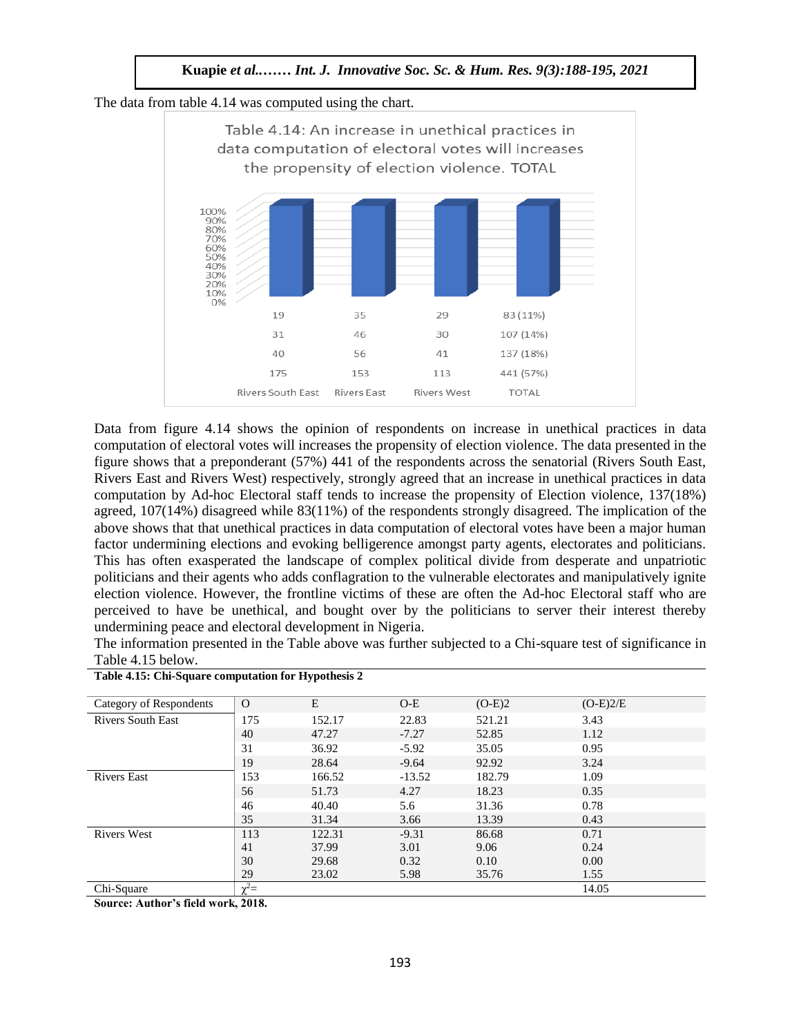The data from table 4.14 was computed using the chart.

Table 4.14: An increase in unethical practices in data computation of electoral votes will increases the propensity of election violence. TOTAL

| | Rivers South East | Rivers East | Rivers West | TOTAL |
|---|---|---|---|---|
| | 19 | 35 | 29 | 83 (11%) |
| | 31 | 46 | 30 | 107 (14%) |
| | 40 | 56 | 41 | 137 (18%) |
| | 175 | 153 | 113 | 441 (57%) |

Data from figure 4.14 shows the opinion of respondents on increase in unethical practices in data computation of electoral votes will increases the propensity of election violence. The data presented in the figure shows that a preponderant (57%) 441 of the respondents across the senatorial (Rivers South East, Rivers East and Rivers West) respectively, strongly agreed that an increase in unethical practices in data computation by Ad-hoc Electoral staff tends to increase the propensity of Election violence, 137(18%) agreed, 107(14%) disagreed while 83(11%) of the respondents strongly disagreed. The implication of the above shows that that unethical practices in data computation of electoral votes have been a major human factor undermining elections and evoking belligerence amongst party agents, electorates and politicians. This has often exasperated the landscape of complex political divide from desperate and unpatriotic politicians and their agents who adds conflagration to the vulnerable electorates and manipulatively ignite election violence. However, the frontline victims of these are often the Ad-hoc Electoral staff who are perceived to have be unethical, and bought over by the politicians to server their interest thereby undermining peace and electoral development in Nigeria.

The information presented in the Table above was further subjected to a Chi-square test of significance in Table 4.15 below.

**Table 4.15: Chi-Square computation for Hypothesis 2**

| Category of Respondents | O | E | O-E | (O-E)2 | (O-E)2/E |
|---|---|---|---|---|---|
| Rivers South East | 175 | 152.17 | 22.83 | 521.21 | 3.43 |
| | 40 | 47.27 | -7.27 | 52.85 | 1.12 |
| | 31 | 36.92 | -5.92 | 35.05 | 0.95 |
| | 19 | 28.64 | -9.64 | 92.92 | 3.24 |
| Rivers East | 153 | 166.52 | -13.52 | 182.79 | 1.09 |
| | 56 | 51.73 | 4.27 | 18.23 | 0.35 |
| | 46 | 40.40 | 5.6 | 31.36 | 0.78 |
| | 35 | 31.34 | 3.66 | 13.39 | 0.43 |
| Rivers West | 113 | 122.31 | -9.31 | 86.68 | 0.71 |
| | 41 | 37.99 | 3.01 | 9.06 | 0.24 |
| | 30 | 29.68 | 0.32 | 0.10 | 0.00 |
| | 29 | 23.02 | 5.98 | 35.76 | 1.55 |
| Chi-Square | $\chi^2=$ | | | | 14.05 |

**Source: Author's field work, 2018.**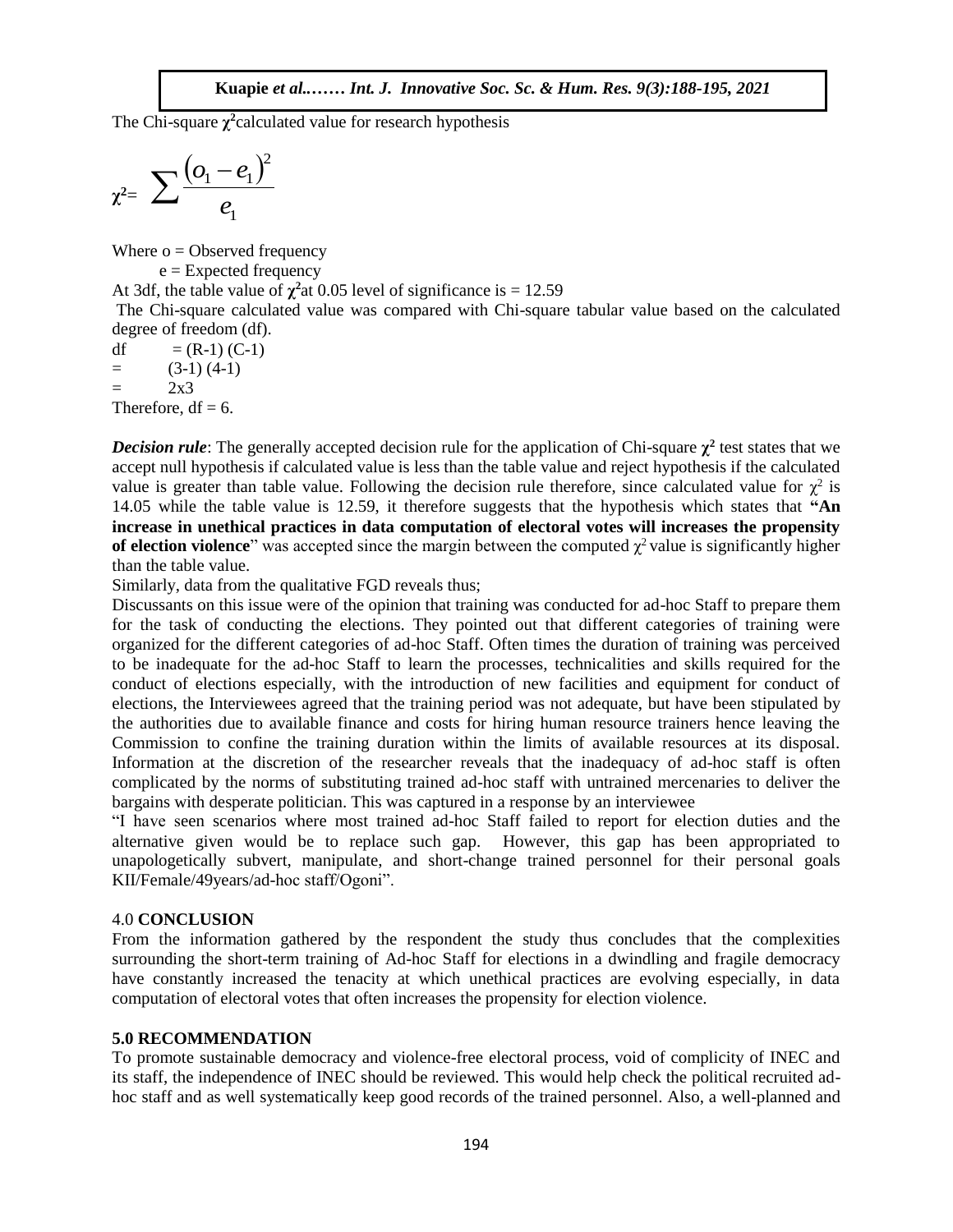The Chi-square $\chi^2$calculated value for research hypothesis

$$\chi^2 = \sum \frac{(o_1 - e_1)^2}{e_1}$$

Where o = Observed frequency

e = Expected frequency

At 3df, the table value of $\chi^2$at 0.05 level of significance is = 12.59

The Chi-square calculated value was compared with Chi-square tabular value based on the calculated degree of freedom (df).

df = (R-1) (C-1)

= (3-1) (4-1)

= 2x3

Therefore, df = 6.

***Decision rule***: The generally accepted decision rule for the application of Chi-square $\chi^2$ test states that we accept null hypothesis if calculated value is less than the table value and reject hypothesis if the calculated value is greater than table value. Following the decision rule therefore, since calculated value for $\chi^2$ is 14.05 while the table value is 12.59, it therefore suggests that the hypothesis which states that **"An increase in unethical practices in data computation of electoral votes will increases the propensity of election violence**" was accepted since the margin between the computed $\chi^2$ value is significantly higher than the table value.

Similarly, data from the qualitative FGD reveals thus;

Discussants on this issue were of the opinion that training was conducted for ad-hoc Staff to prepare them for the task of conducting the elections. They pointed out that different categories of training were organized for the different categories of ad-hoc Staff. Often times the duration of training was perceived to be inadequate for the ad-hoc Staff to learn the processes, technicalities and skills required for the conduct of elections especially, with the introduction of new facilities and equipment for conduct of elections, the Interviewees agreed that the training period was not adequate, but have been stipulated by the authorities due to available finance and costs for hiring human resource trainers hence leaving the Commission to confine the training duration within the limits of available resources at its disposal. Information at the discretion of the researcher reveals that the inadequacy of ad-hoc staff is often complicated by the norms of substituting trained ad-hoc staff with untrained mercenaries to deliver the bargains with desperate politician. This was captured in a response by an interviewee

"I have seen scenarios where most trained ad-hoc Staff failed to report for election duties and the alternative given would be to replace such gap. However, this gap has been appropriated to unapologetically subvert, manipulate, and short-change trained personnel for their personal goals KII/Female/49years/ad-hoc staff/Ogoni".

## 4.0 **CONCLUSION**

From the information gathered by the respondent the study thus concludes that the complexities surrounding the short-term training of Ad-hoc Staff for elections in a dwindling and fragile democracy have constantly increased the tenacity at which unethical practices are evolving especially, in data computation of electoral votes that often increases the propensity for election violence.

## **5.0 RECOMMENDATION**

To promote sustainable democracy and violence-free electoral process, void of complicity of INEC and its staff, the independence of INEC should be reviewed. This would help check the political recruited ad-hoc staff and as well systematically keep good records of the trained personnel. Also, a well-planned and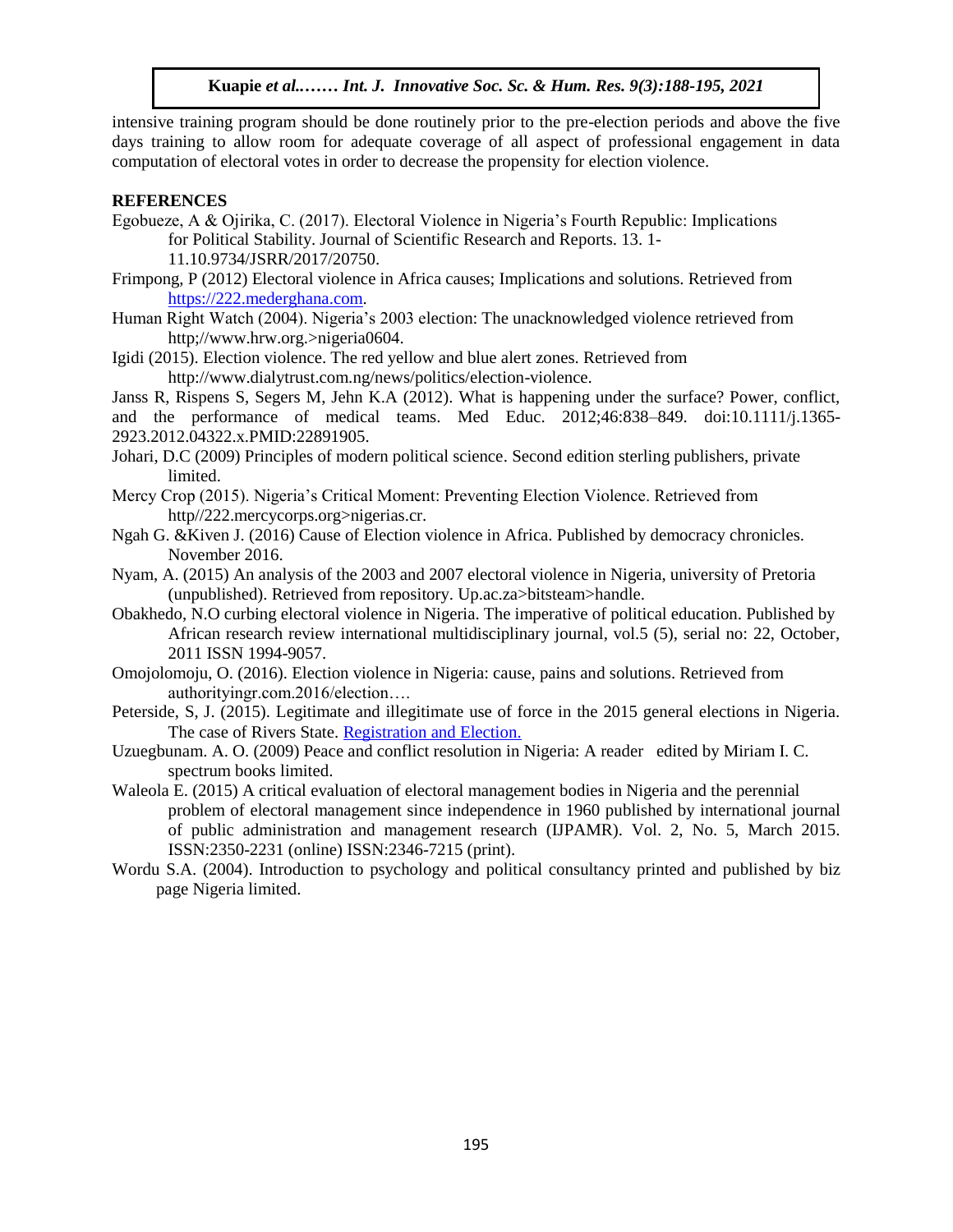intensive training program should be done routinely prior to the pre-election periods and above the five days training to allow room for adequate coverage of all aspect of professional engagement in data computation of electoral votes in order to decrease the propensity for election violence.

## REFERENCES

Egobueze, A & Ojirika, C. (2017). Electoral Violence in Nigeria's Fourth Republic: Implications for Political Stability. Journal of Scientific Research and Reports. 13. 1-11.10.9734/JSRR/2017/20750.

Frimpong, P (2012) Electoral violence in Africa causes; Implications and solutions. Retrieved from https://222.mederghana.com.

Human Right Watch (2004). Nigeria's 2003 election: The unacknowledged violence retrieved from http;//www.hrw.org.>nigeria0604.

Igidi (2015). Election violence. The red yellow and blue alert zones. Retrieved from http://www.dialytrust.com.ng/news/politics/election-violence.

Janss R, Rispens S, Segers M, Jehn K.A (2012). What is happening under the surface? Power, conflict, and the performance of medical teams. Med Educ. 2012;46:838–849. doi:10.1111/j.1365-2923.2012.04322.x.PMID:22891905.

Johari, D.C (2009) Principles of modern political science. Second edition sterling publishers, private limited.

Mercy Crop (2015). Nigeria's Critical Moment: Preventing Election Violence. Retrieved from http//222.mercycorps.org>nigerias.cr.

Ngah G. &Kiven J. (2016) Cause of Election violence in Africa. Published by democracy chronicles. November 2016.

Nyam, A. (2015) An analysis of the 2003 and 2007 electoral violence in Nigeria, university of Pretoria (unpublished). Retrieved from repository. Up.ac.za>bitsteam>handle.

Obakhedo, N.O curbing electoral violence in Nigeria. The imperative of political education. Published by African research review international multidisciplinary journal, vol.5 (5), serial no: 22, October, 2011 ISSN 1994-9057.

Omojolomoju, O. (2016). Election violence in Nigeria: cause, pains and solutions. Retrieved from authorityingr.com.2016/election….

Peterside, S, J. (2015). Legitimate and illegitimate use of force in the 2015 general elections in Nigeria. The case of Rivers State. Registration and Election.

Uzuegbunam. A. O. (2009) Peace and conflict resolution in Nigeria: A reader edited by Miriam I. C. spectrum books limited.

Waleola E. (2015) A critical evaluation of electoral management bodies in Nigeria and the perennial problem of electoral management since independence in 1960 published by international journal of public administration and management research (IJPAMR). Vol. 2, No. 5, March 2015. ISSN:2350-2231 (online) ISSN:2346-7215 (print).

Wordu S.A. (2004). Introduction to psychology and political consultancy printed and published by biz page Nigeria limited.